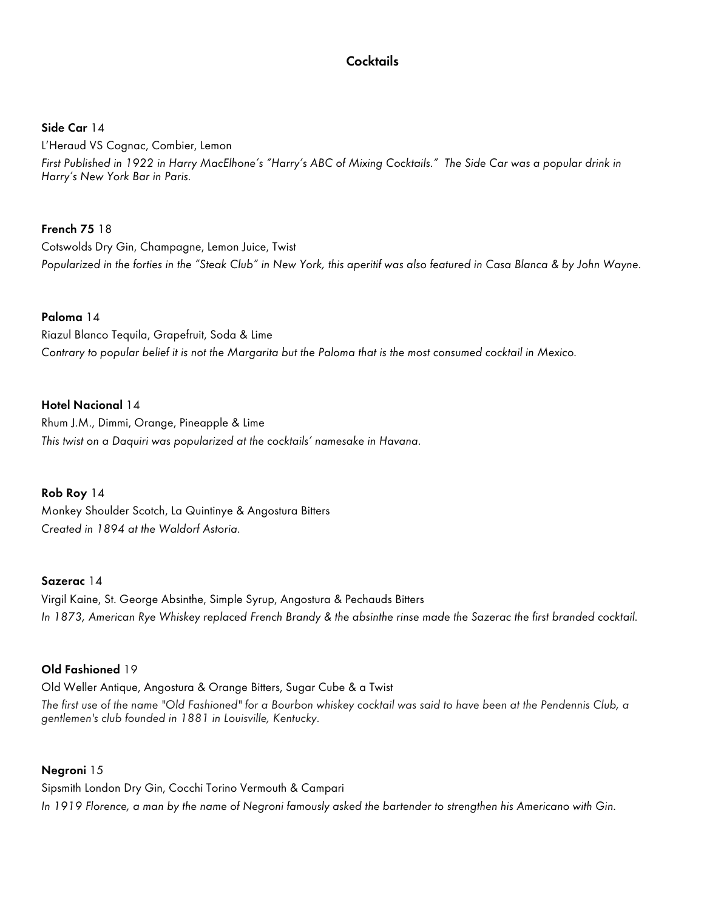# Cocktails

**Side Car** 14

L'Heraud VS Cognac, Combier, Lemon

*First Published in 1922 in Harry MacElhone's "Harry's ABC of Mixing Cocktails." The Side Car was a popular drink in Harry's New York Bar in Paris.*

**French 75** 18

Cotswolds Dry Gin, Champagne, Lemon Juice, Twist

*Popularized in the forties in the "Steak Club" in New York, this aperitif was also featured in Casa Blanca & by John Wayne.*

**Paloma** 14

Riazul Blanco Tequila, Grapefruit, Soda & Lime

*Contrary to popular belief it is not the Margarita but the Paloma that is the most consumed cocktail in Mexico.*

**Hotel Nacional** 14

Rhum J.M., Dimmi, Orange, Pineapple & Lime

*This twist on a Daquiri was popularized at the cocktails' namesake in Havana.*

**Rob Roy** 14

Monkey Shoulder Scotch, La Quintinye & Angostura Bitters

*Created in 1894 at the Waldorf Astoria.*

**Sazerac** 14

Virgil Kaine, St. George Absinthe, Simple Syrup, Angostura & Pechauds Bitters

*In 1873, American Rye Whiskey replaced French Brandy & the absinthe rinse made the Sazerac the first branded cocktail.*

**Old Fashioned** 19

Old Weller Antique, Angostura & Orange Bitters, Sugar Cube & a Twist

*The first use of the name "Old Fashioned" for a Bourbon whiskey cocktail was said to have been at the Pendennis Club, a gentlemen's club founded in 1881 in Louisville, Kentucky.*

**Negroni** 15

Sipsmith London Dry Gin, Cocchi Torino Vermouth & Campari

*In 1919 Florence, a man by the name of Negroni famously asked the bartender to strengthen his Americano with Gin.*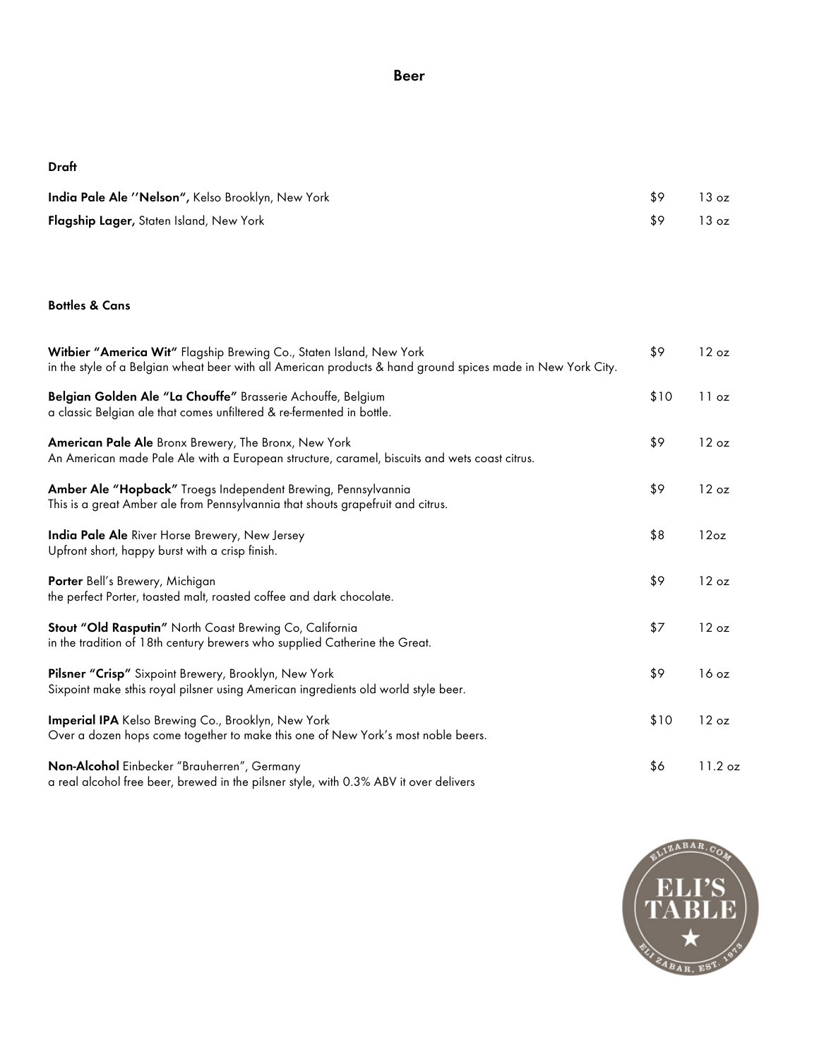# Beer

## Draft

| | | |
|---|---|---|
| **India Pale Ale ''Nelson",** Kelso Brooklyn, New York | $9 | 13 oz |
| **Flagship Lager,** Staten Island, New York | $9 | 13 oz |

## Bottles & Cans

| | | |
|---|---|---|
| **Witbier "America Wit"** Flagship Brewing Co., Staten Island, New York<br>in the style of a Belgian wheat beer with all American products & hand ground spices made in New York City. | $9 | 12 oz |
| **Belgian Golden Ale "La Chouffe"** Brasserie Achouffe, Belgium<br>a classic Belgian ale that comes unfiltered & re-fermented in bottle. | $10 | 11 oz |
| **American Pale Ale** Bronx Brewery, The Bronx, New York<br>An American made Pale Ale with a European structure, caramel, biscuits and wets coast citrus. | $9 | 12 oz |
| **Amber Ale "Hopback"** Troegs Independent Brewing, Pennsylvannia<br>This is a great Amber ale from Pennsylvannia that shouts grapefruit and citrus. | $9 | 12 oz |
| **India Pale Ale** River Horse Brewery, New Jersey<br>Upfront short, happy burst with a crisp finish. | $8 | 12oz |
| **Porter** Bell's Brewery, Michigan<br>the perfect Porter, toasted malt, roasted coffee and dark chocolate. | $9 | 12 oz |
| **Stout "Old Rasputin"** North Coast Brewing Co, California<br>in the tradition of 18th century brewers who supplied Catherine the Great. | $7 | 12 oz |
| **Pilsner "Crisp"** Sixpoint Brewery, Brooklyn, New York<br>Sixpoint make sthis royal pilsner using American ingredients old world style beer. | $9 | 16 oz |
| **Imperial IPA** Kelso Brewing Co., Brooklyn, New York<br>Over a dozen hops come together to make this one of New York's most noble beers. | $10 | 12 oz |
| **Non-Alcohol** Einbecker "Brauherren", Germany<br>a real alcohol free beer, brewed in the pilsner style, with 0.3% ABV it over delivers | $6 | 11.2 oz |

ELIZABAR.COM
ELI'S TABLE
★
ELI ZABAR, EST. 1973